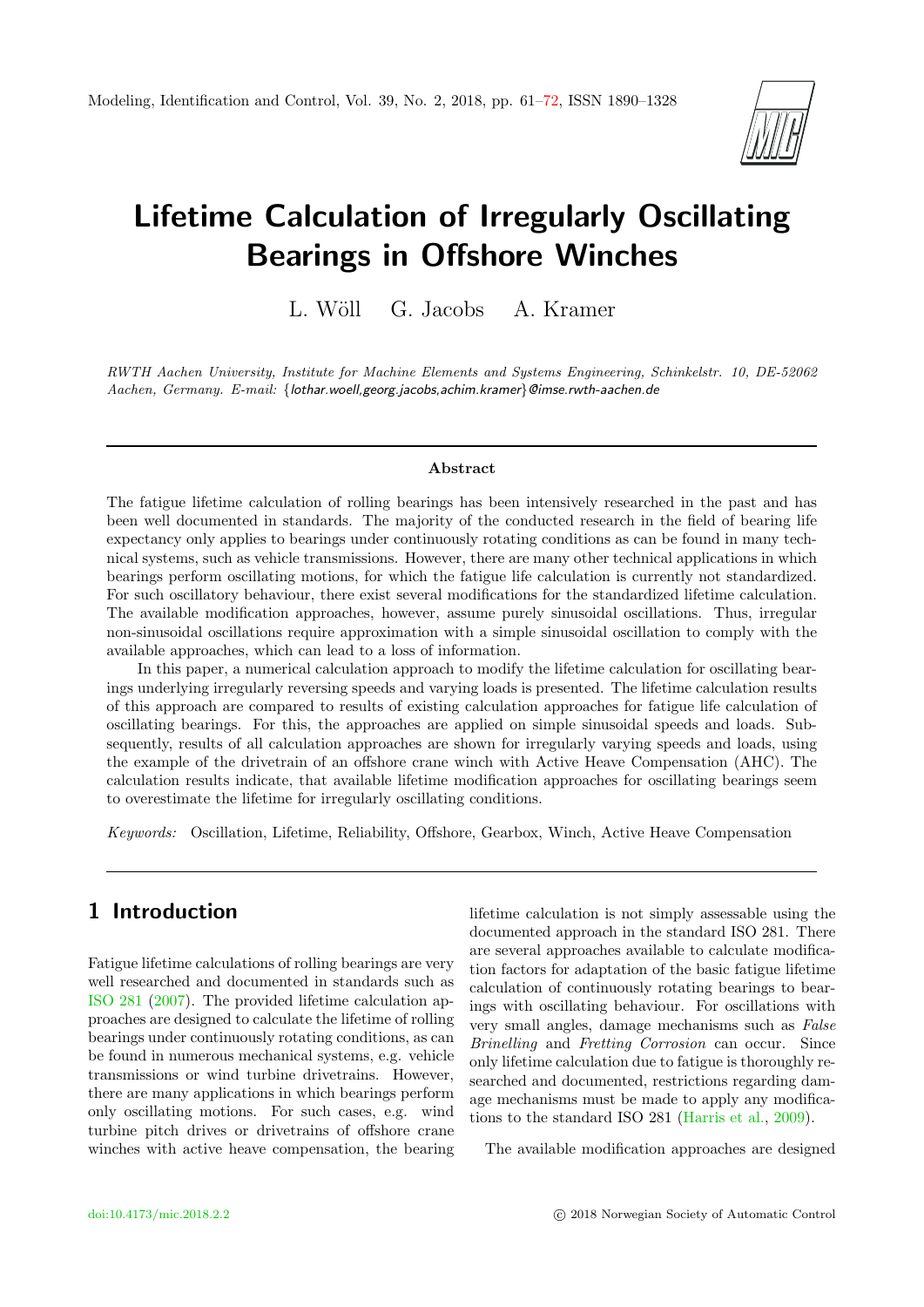# Lifetime Calculation of Irregularly Oscillating Bearings in Offshore Winches

L. Wöll G. Jacobs A. Kramer

*RWTH Aachen University, Institute for Machine Elements and Systems Engineering, Schinkelstr. 10, DE-52062 Aachen, Germany. E-mail: {lothar.woell,georg.jacobs,achim.kramer}@imse.rwth-aachen.de*

## Abstract

The fatigue lifetime calculation of rolling bearings has been intensively researched in the past and has been well documented in standards. The majority of the conducted research in the field of bearing life expectancy only applies to bearings under continuously rotating conditions as can be found in many technical systems, such as vehicle transmissions. However, there are many other technical applications in which bearings perform oscillating motions, for which the fatigue life calculation is currently not standardized. For such oscillatory behaviour, there exist several modifications for the standardized lifetime calculation. The available modification approaches, however, assume purely sinusoidal oscillations. Thus, irregular non-sinusoidal oscillations require approximation with a simple sinusoidal oscillation to comply with the available approaches, which can lead to a loss of information.

In this paper, a numerical calculation approach to modify the lifetime calculation for oscillating bearings underlying irregularly reversing speeds and varying loads is presented. The lifetime calculation results of this approach are compared to results of existing calculation approaches for fatigue life calculation of oscillating bearings. For this, the approaches are applied on simple sinusoidal speeds and loads. Subsequently, results of all calculation approaches are shown for irregularly varying speeds and loads, using the example of the drivetrain of an offshore crane winch with Active Heave Compensation (AHC). The calculation results indicate, that available lifetime modification approaches for oscillating bearings seem to overestimate the lifetime for irregularly oscillating conditions.

*Keywords:* Oscillation, Lifetime, Reliability, Offshore, Gearbox, Winch, Active Heave Compensation

## 1 Introduction

Fatigue lifetime calculations of rolling bearings are very well researched and documented in standards such as ISO 281 (2007). The provided lifetime calculation approaches are designed to calculate the lifetime of rolling bearings under continuously rotating conditions, as can be found in numerous mechanical systems, e.g. vehicle transmissions or wind turbine drivetrains. However, there are many applications in which bearings perform only oscillating motions. For such cases, e.g. wind turbine pitch drives or drivetrains of offshore crane winches with active heave compensation, the bearing lifetime calculation is not simply assessable using the documented approach in the standard ISO 281. There are several approaches available to calculate modification factors for adaptation of the basic fatigue lifetime calculation of continuously rotating bearings to bearings with oscillating behaviour. For oscillations with very small angles, damage mechanisms such as *False Brinelling* and *Fretting Corrosion* can occur. Since only lifetime calculation due to fatigue is thoroughly researched and documented, restrictions regarding damage mechanisms must be made to apply any modifications to the standard ISO 281 (Harris et al., 2009).

The available modification approaches are designed

doi:10.4173/mic.2018.2.2 © 2018 Norwegian Society of Automatic Control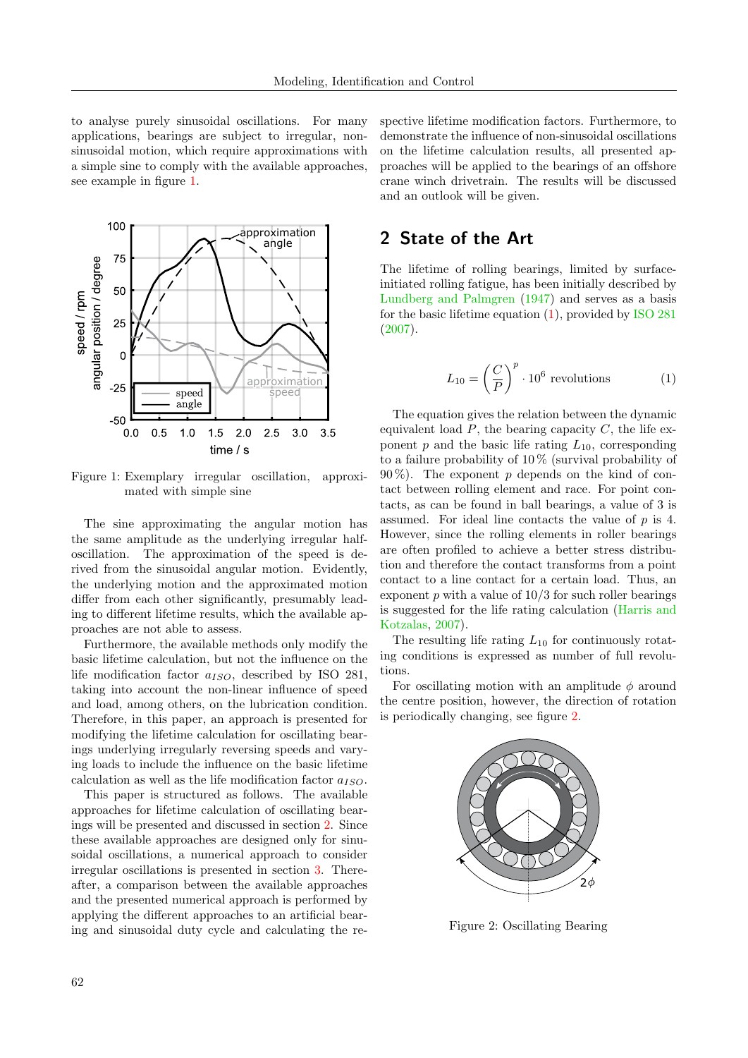to analyse purely sinusoidal oscillations. For many applications, bearings are subject to irregular, non-sinusoidal motion, which require approximations with a simple sine to comply with the available approaches, see example in figure 1.

Figure 1: Exemplary irregular oscillation, approximated with simple sine

The sine approximating the angular motion has the same amplitude as the underlying irregular half-oscillation. The approximation of the speed is derived from the sinusoidal angular motion. Evidently, the underlying motion and the approximated motion differ from each other significantly, presumably leading to different lifetime results, which the available approaches are not able to assess.

Furthermore, the available methods only modify the basic lifetime calculation, but not the influence on the life modification factor $a_{ISO}$, described by ISO 281, taking into account the non-linear influence of speed and load, among others, on the lubrication condition. Therefore, in this paper, an approach is presented for modifying the lifetime calculation for oscillating bearings underlying irregularly reversing speeds and varying loads to include the influence on the basic lifetime calculation as well as the life modification factor $a_{ISO}$.

This paper is structured as follows. The available approaches for lifetime calculation of oscillating bearings will be presented and discussed in section 2. Since these available approaches are designed only for sinusoidal oscillations, a numerical approach to consider irregular oscillations is presented in section 3. Thereafter, a comparison between the available approaches and the presented numerical approach is performed by applying the different approaches to an artificial bearing and sinusoidal duty cycle and calculating the respective lifetime modification factors. Furthermore, to demonstrate the influence of non-sinusoidal oscillations on the lifetime calculation results, all presented approaches will be applied to the bearings of an offshore crane winch drivetrain. The results will be discussed and an outlook will be given.

## 2 State of the Art

The lifetime of rolling bearings, limited by surface-initiated rolling fatigue, has been initially described by Lundberg and Palmgren (1947) and serves as a basis for the basic lifetime equation (1), provided by ISO 281 (2007).

$$L_{10} = \left(\frac{C}{P}\right)^{p} \cdot 10^{6} \text{ revolutions} \tag{1}$$

The equation gives the relation between the dynamic equivalent load $P$, the bearing capacity $C$, the life exponent $p$ and the basic life rating $L_{10}$, corresponding to a failure probability of 10 % (survival probability of 90 %). The exponent $p$ depends on the kind of contact between rolling element and race. For point contacts, as can be found in ball bearings, a value of 3 is assumed. For ideal line contacts the value of $p$ is 4. However, since the rolling elements in roller bearings are often profiled to achieve a better stress distribution and therefore the contact transforms from a point contact to a line contact for a certain load. Thus, an exponent $p$ with a value of 10/3 for such roller bearings is suggested for the life rating calculation (Harris and Kotzalas, 2007).

The resulting life rating $L_{10}$ for continuously rotating conditions is expressed as number of full revolutions.

For oscillating motion with an amplitude $\phi$ around the centre position, however, the direction of rotation is periodically changing, see figure 2.

Figure 2: Oscillating Bearing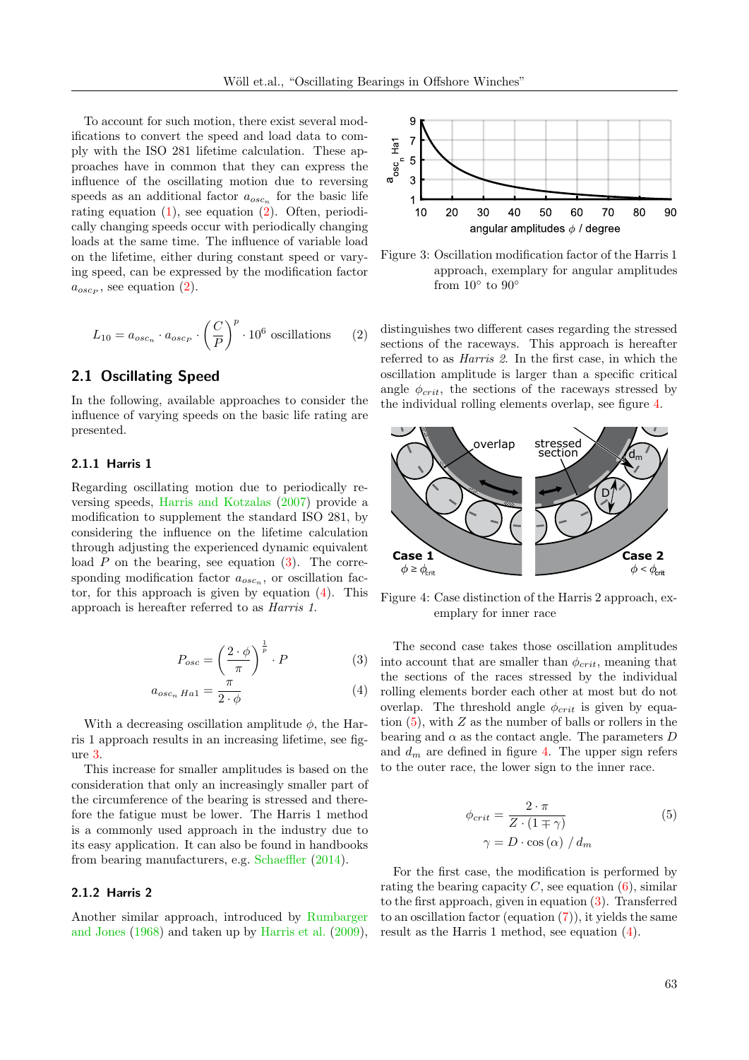To account for such motion, there exist several modifications to convert the speed and load data to comply with the ISO 281 lifetime calculation. These approaches have in common that they can express the influence of the oscillating motion due to reversing speeds as an additional factor $a_{osc_n}$ for the basic life rating equation (1), see equation (2). Often, periodically changing speeds occur with periodically changing loads at the same time. The influence of variable load on the lifetime, either during constant speed or varying speed, can be expressed by the modification factor $a_{osc_P}$, see equation (2).

$$L_{10} = a_{osc_n} \cdot a_{osc_P} \cdot \left(\frac{C}{P}\right)^p \cdot 10^6 \text{ oscillations} \tag{2}$$

## 2.1 Oscillating Speed

In the following, available approaches to consider the influence of varying speeds on the basic life rating are presented.

### 2.1.1 Harris 1

Regarding oscillating motion due to periodically reversing speeds, Harris and Kotzalas (2007) provide a modification to supplement the standard ISO 281, by considering the influence on the lifetime calculation through adjusting the experienced dynamic equivalent load $P$ on the bearing, see equation (3). The corresponding modification factor $a_{osc_n}$, or oscillation factor, for this approach is given by equation (4). This approach is hereafter referred to as *Harris 1*.

$$P_{osc} = \left(\frac{2 \cdot \phi}{\pi}\right)^{\frac{1}{p}} \cdot P \tag{3}$$

$$a_{osc_n\,Ha1} = \frac{\pi}{2 \cdot \phi} \tag{4}$$

With a decreasing oscillation amplitude $\phi$, the Harris 1 approach results in an increasing lifetime, see figure 3.

This increase for smaller amplitudes is based on the consideration that only an increasingly smaller part of the circumference of the bearing is stressed and therefore the fatigue must be lower. The Harris 1 method is a commonly used approach in the industry due to its easy application. It can also be found in handbooks from bearing manufacturers, e.g. Schaeffler (2014).

### 2.1.2 Harris 2

Another similar approach, introduced by Rumbarger and Jones (1968) and taken up by Harris et al. (2009),

Figure 3: Oscillation modification factor of the Harris 1 approach, exemplary for angular amplitudes from 10° to 90°

distinguishes two different cases regarding the stressed sections of the raceways. This approach is hereafter referred to as *Harris 2*. In the first case, in which the oscillation amplitude is larger than a specific critical angle $\phi_{crit}$, the sections of the raceways stressed by the individual rolling elements overlap, see figure 4.

Figure 4: Case distinction of the Harris 2 approach, exemplary for inner race

The second case takes those oscillation amplitudes into account that are smaller than $\phi_{crit}$, meaning that the sections of the races stressed by the individual rolling elements border each other at most but do not overlap. The threshold angle $\phi_{crit}$ is given by equation (5), with $Z$ as the number of balls or rollers in the bearing and $\alpha$ as the contact angle. The parameters $D$ and $d_m$ are defined in figure 4. The upper sign refers to the outer race, the lower sign to the inner race.

$$\phi_{crit} = \frac{2 \cdot \pi}{Z \cdot (1 \mp \gamma)} \tag{5}$$

$$\gamma = D \cdot \cos(\alpha) \;/\; d_m$$

For the first case, the modification is performed by rating the bearing capacity $C$, see equation (6), similar to the first approach, given in equation (3). Transferred to an oscillation factor (equation (7)), it yields the same result as the Harris 1 method, see equation (4).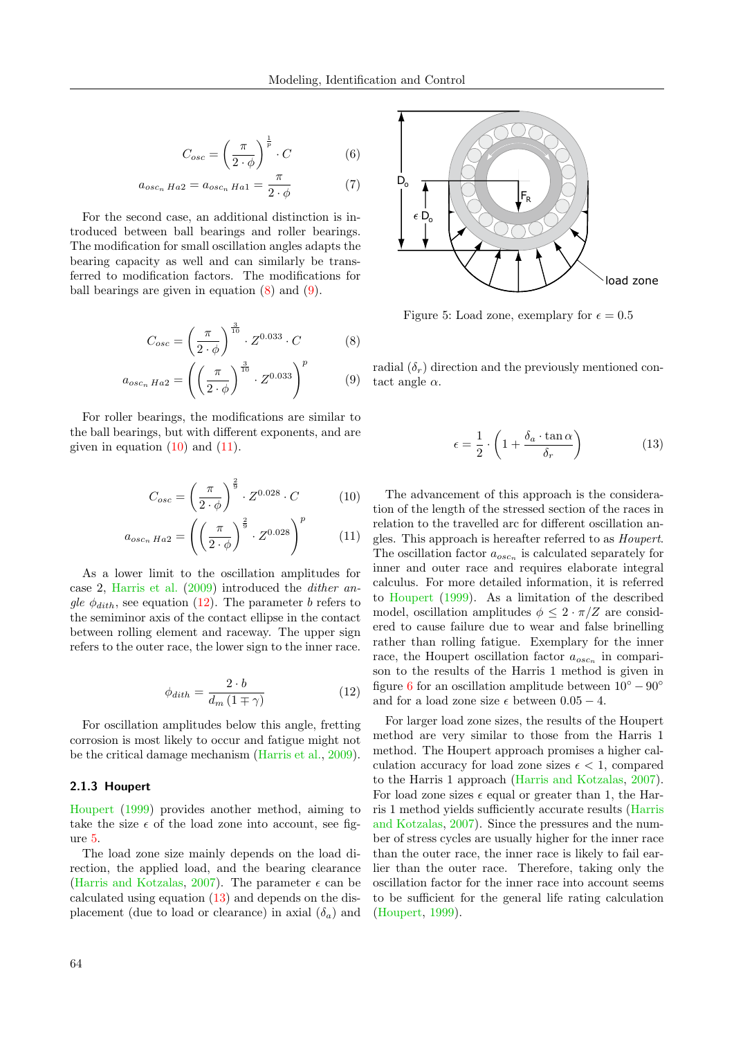$$C_{osc} = \left(\frac{\pi}{2 \cdot \phi}\right)^{\frac{1}{p}} \cdot C \tag{6}$$

$$a_{osc_n\ Ha2} = a_{osc_n\ Ha1} = \frac{\pi}{2 \cdot \phi} \tag{7}$$

For the second case, an additional distinction is introduced between ball bearings and roller bearings. The modification for small oscillation angles adapts the bearing capacity as well and can similarly be transferred to modification factors. The modifications for ball bearings are given in equation (8) and (9).

$$C_{osc} = \left(\frac{\pi}{2 \cdot \phi}\right)^{\frac{3}{10}} \cdot Z^{0.033} \cdot C \tag{8}$$

$$a_{osc_n\ Ha2} = \left(\left(\frac{\pi}{2 \cdot \phi}\right)^{\frac{3}{10}} \cdot Z^{0.033}\right)^{p} \tag{9}$$

For roller bearings, the modifications are similar to the ball bearings, but with different exponents, and are given in equation (10) and (11).

$$C_{osc} = \left(\frac{\pi}{2 \cdot \phi}\right)^{\frac{2}{9}} \cdot Z^{0.028} \cdot C \tag{10}$$

$$a_{osc_n\ Ha2} = \left(\left(\frac{\pi}{2 \cdot \phi}\right)^{\frac{2}{9}} \cdot Z^{0.028}\right)^{p} \tag{11}$$

As a lower limit to the oscillation amplitudes for case 2, Harris et al. (2009) introduced the *dither angle* $\phi_{dith}$, see equation (12). The parameter $b$ refers to the semiminor axis of the contact ellipse in the contact between rolling element and raceway. The upper sign refers to the outer race, the lower sign to the inner race.

$$\phi_{dith} = \frac{2 \cdot b}{d_m\,(1 \mp \gamma)} \tag{12}$$

For oscillation amplitudes below this angle, fretting corrosion is most likely to occur and fatigue might not be the critical damage mechanism (Harris et al., 2009).

### 2.1.3 Houpert

Houpert (1999) provides another method, aiming to take the size $\epsilon$ of the load zone into account, see figure 5.

The load zone size mainly depends on the load direction, the applied load, and the bearing clearance (Harris and Kotzalas, 2007). The parameter $\epsilon$ can be calculated using equation (13) and depends on the displacement (due to load or clearance) in axial ($\delta_a$) and radial ($\delta_r$) direction and the previously mentioned contact angle $\alpha$.

Figure 5: Load zone, exemplary for $\epsilon = 0.5$

$$\epsilon = \frac{1}{2} \cdot \left(1 + \frac{\delta_a \cdot \tan\alpha}{\delta_r}\right) \tag{13}$$

The advancement of this approach is the consideration of the length of the stressed section of the races in relation to the travelled arc for different oscillation angles. This approach is hereafter referred to as *Houpert*. The oscillation factor $a_{osc_n}$ is calculated separately for inner and outer race and requires elaborate integral calculus. For more detailed information, it is referred to Houpert (1999). As a limitation of the described model, oscillation amplitudes $\phi \leq 2 \cdot \pi / Z$ are considered to cause failure due to wear and false brinelling rather than rolling fatigue. Exemplary for the inner race, the Houpert oscillation factor $a_{osc_n}$ in comparison to the results of the Harris 1 method is given in figure 6 for an oscillation amplitude between $10° - 90°$ and for a load zone size $\epsilon$ between $0.05 - 4$.

For larger load zone sizes, the results of the Houpert method are very similar to those from the Harris 1 method. The Houpert approach promises a higher calculation accuracy for load zone sizes $\epsilon < 1$, compared to the Harris 1 approach (Harris and Kotzalas, 2007). For load zone sizes $\epsilon$ equal or greater than 1, the Harris 1 method yields sufficiently accurate results (Harris and Kotzalas, 2007). Since the pressures and the number of stress cycles are usually higher for the inner race than the outer race, the inner race is likely to fail earlier than the outer race. Therefore, taking only the oscillation factor for the inner race into account seems to be sufficient for the general life rating calculation (Houpert, 1999).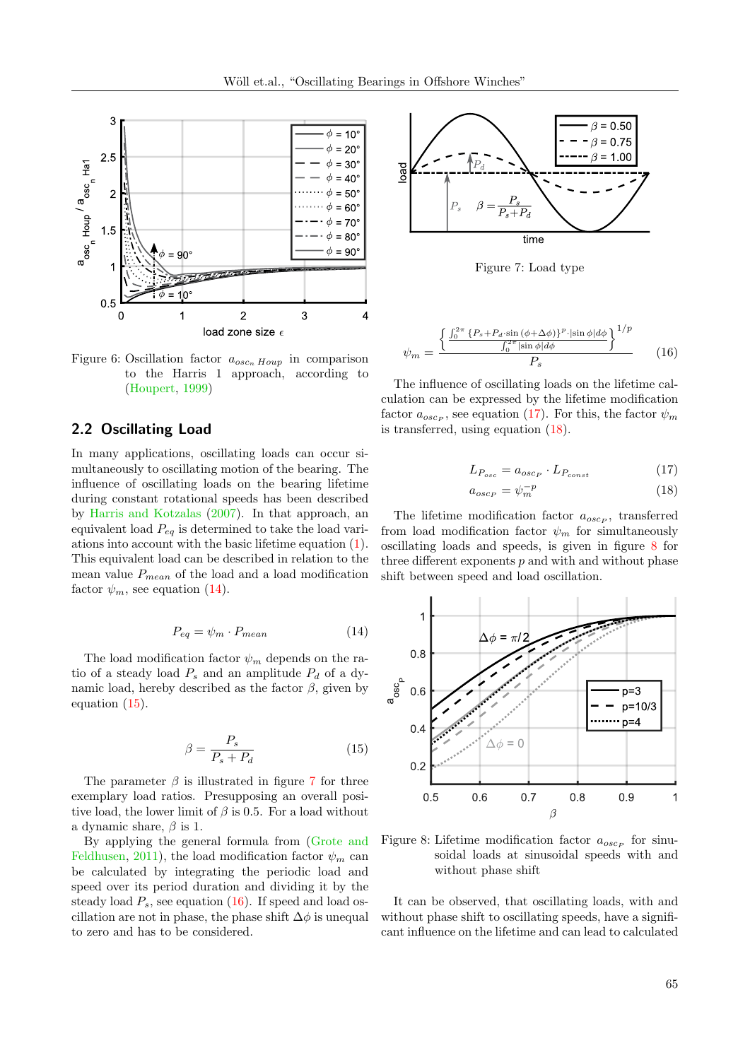Figure 6: Oscillation factor $a_{osc_n\,Houp}$ in comparison to the Harris 1 approach, according to (Houpert, 1999)

## 2.2 Oscillating Load

In many applications, oscillating loads can occur simultaneously to oscillating motion of the bearing. The influence of oscillating loads on the bearing lifetime during constant rotational speeds has been described by Harris and Kotzalas (2007). In that approach, an equivalent load $P_{eq}$ is determined to take the load variations into account with the basic lifetime equation (1). This equivalent load can be described in relation to the mean value $P_{mean}$ of the load and a load modification factor $\psi_m$, see equation (14).

$$P_{eq} = \psi_m \cdot P_{mean} \tag{14}$$

The load modification factor $\psi_m$ depends on the ratio of a steady load $P_s$ and an amplitude $P_d$ of a dynamic load, hereby described as the factor $\beta$, given by equation (15).

$$\beta = \frac{P_s}{P_s + P_d} \tag{15}$$

The parameter $\beta$ is illustrated in figure 7 for three exemplary load ratios. Presupposing an overall positive load, the lower limit of $\beta$ is 0.5. For a load without a dynamic share, $\beta$ is 1.

By applying the general formula from (Grote and Feldhusen, 2011), the load modification factor $\psi_m$ can be calculated by integrating the periodic load and speed over its period duration and dividing it by the steady load $P_s$, see equation (16). If speed and load oscillation are not in phase, the phase shift $\Delta\phi$ is unequal to zero and has to be considered.

Figure 7: Load type

$$\psi_m = \frac{\left\{ \frac{\int_0^{2\pi} \{P_s + P_d \cdot \sin(\phi + \Delta\phi)\}^p \cdot |\sin\phi| d\phi}{\int_0^{2\pi} |\sin\phi| d\phi} \right\}^{1/p}}{P_s} \tag{16}$$

The influence of oscillating loads on the lifetime calculation can be expressed by the lifetime modification factor $a_{osc_P}$, see equation (17). For this, the factor $\psi_m$ is transferred, using equation (18).

$$L_{P_{osc}} = a_{osc_P} \cdot L_{P_{const}} \tag{17}$$

$$a_{osc_P} = \psi_m^{-p} \tag{18}$$

The lifetime modification factor $a_{osc_P}$, transferred from load modification factor $\psi_m$ for simultaneously oscillating loads and speeds, is given in figure 8 for three different exponents $p$ and with and without phase shift between speed and load oscillation.

Figure 8: Lifetime modification factor $a_{osc_P}$ for sinusoidal loads at sinusoidal speeds with and without phase shift

It can be observed, that oscillating loads, with and without phase shift to oscillating speeds, have a significant influence on the lifetime and can lead to calculated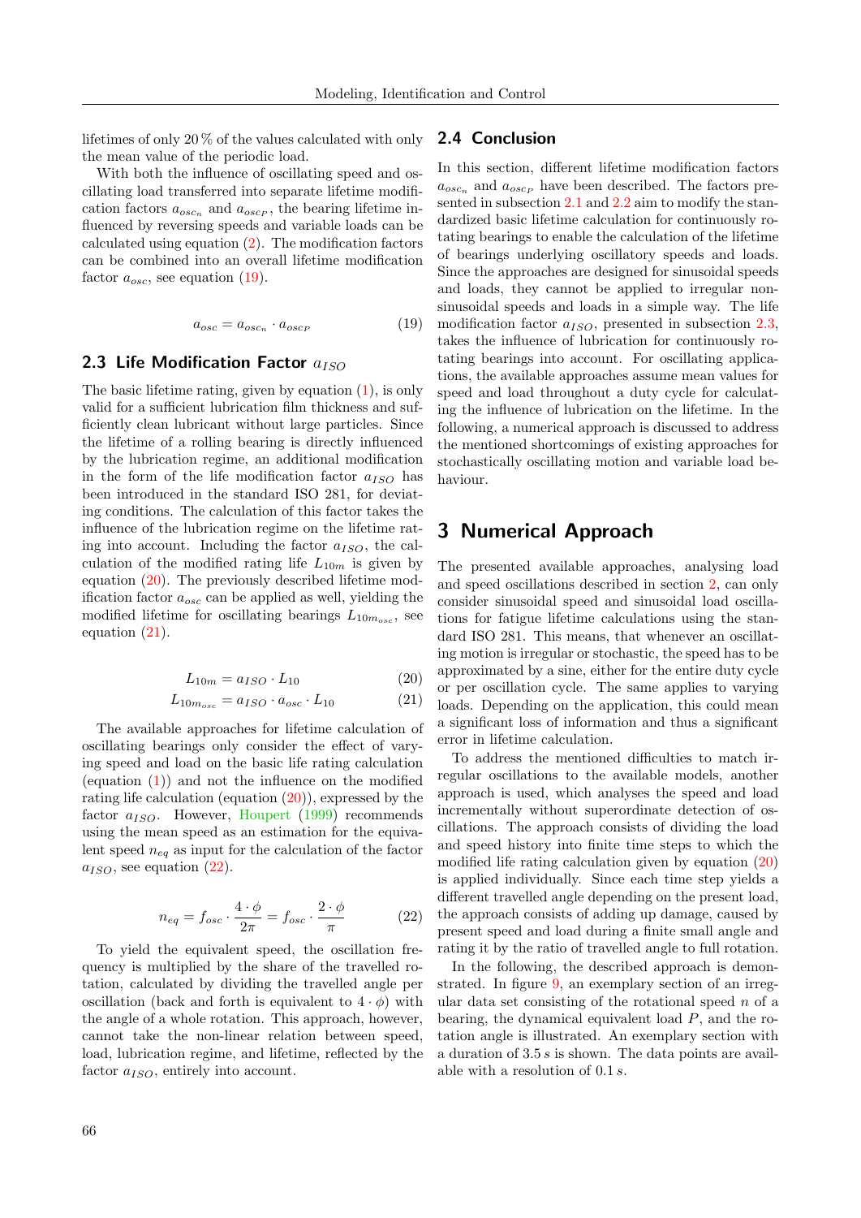lifetimes of only 20 % of the values calculated with only the mean value of the periodic load.

With both the influence of oscillating speed and oscillating load transferred into separate lifetime modification factors $a_{osc_n}$ and $a_{osc_P}$, the bearing lifetime influenced by reversing speeds and variable loads can be calculated using equation (2). The modification factors can be combined into an overall lifetime modification factor $a_{osc}$, see equation (19).

$$a_{osc} = a_{osc_n} \cdot a_{osc_P} \tag{19}$$

## 2.3 Life Modification Factor $a_{ISO}$

The basic lifetime rating, given by equation (1), is only valid for a sufficient lubrication film thickness and sufficiently clean lubricant without large particles. Since the lifetime of a rolling bearing is directly influenced by the lubrication regime, an additional modification in the form of the life modification factor $a_{ISO}$ has been introduced in the standard ISO 281, for deviating conditions. The calculation of this factor takes the influence of the lubrication regime on the lifetime rating into account. Including the factor $a_{ISO}$, the calculation of the modified rating life $L_{10m}$ is given by equation (20). The previously described lifetime modification factor $a_{osc}$ can be applied as well, yielding the modified lifetime for oscillating bearings $L_{10m_{osc}}$, see equation (21).

$$L_{10m} = a_{ISO} \cdot L_{10} \tag{20}$$

$$L_{10m_{osc}} = a_{ISO} \cdot a_{osc} \cdot L_{10} \tag{21}$$

The available approaches for lifetime calculation of oscillating bearings only consider the effect of varying speed and load on the basic life rating calculation (equation (1)) and not the influence on the modified rating life calculation (equation (20)), expressed by the factor $a_{ISO}$. However, Houpert (1999) recommends using the mean speed as an estimation for the equivalent speed $n_{eq}$ as input for the calculation of the factor $a_{ISO}$, see equation (22).

$$n_{eq} = f_{osc} \cdot \frac{4 \cdot \phi}{2\pi} = f_{osc} \cdot \frac{2 \cdot \phi}{\pi} \tag{22}$$

To yield the equivalent speed, the oscillation frequency is multiplied by the share of the travelled rotation, calculated by dividing the travelled angle per oscillation (back and forth is equivalent to $4 \cdot \phi$) with the angle of a whole rotation. This approach, however, cannot take the non-linear relation between speed, load, lubrication regime, and lifetime, reflected by the factor $a_{ISO}$, entirely into account.

## 2.4 Conclusion

In this section, different lifetime modification factors $a_{osc_n}$ and $a_{osc_P}$ have been described. The factors presented in subsection 2.1 and 2.2 aim to modify the standardized basic lifetime calculation for continuously rotating bearings to enable the calculation of the lifetime of bearings underlying oscillatory speeds and loads. Since the approaches are designed for sinusoidal speeds and loads, they cannot be applied to irregular non-sinusoidal speeds and loads in a simple way. The life modification factor $a_{ISO}$, presented in subsection 2.3, takes the influence of lubrication for continuously rotating bearings into account. For oscillating applications, the available approaches assume mean values for speed and load throughout a duty cycle for calculating the influence of lubrication on the lifetime. In the following, a numerical approach is discussed to address the mentioned shortcomings of existing approaches for stochastically oscillating motion and variable load behaviour.

# 3 Numerical Approach

The presented available approaches, analysing load and speed oscillations described in section 2, can only consider sinusoidal speed and sinusoidal load oscillations for fatigue lifetime calculations using the standard ISO 281. This means, that whenever an oscillating motion is irregular or stochastic, the speed has to be approximated by a sine, either for the entire duty cycle or per oscillation cycle. The same applies to varying loads. Depending on the application, this could mean a significant loss of information and thus a significant error in lifetime calculation.

To address the mentioned difficulties to match irregular oscillations to the available models, another approach is used, which analyses the speed and load incrementally without superordinate detection of oscillations. The approach consists of dividing the load and speed history into finite time steps to which the modified life rating calculation given by equation (20) is applied individually. Since each time step yields a different travelled angle depending on the present load, the approach consists of adding up damage, caused by present speed and load during a finite small angle and rating it by the ratio of travelled angle to full rotation.

In the following, the described approach is demonstrated. In figure 9, an exemplary section of an irregular data set consisting of the rotational speed $n$ of a bearing, the dynamical equivalent load $P$, and the rotation angle is illustrated. An exemplary section with a duration of 3.5 $s$ is shown. The data points are available with a resolution of 0.1 $s$.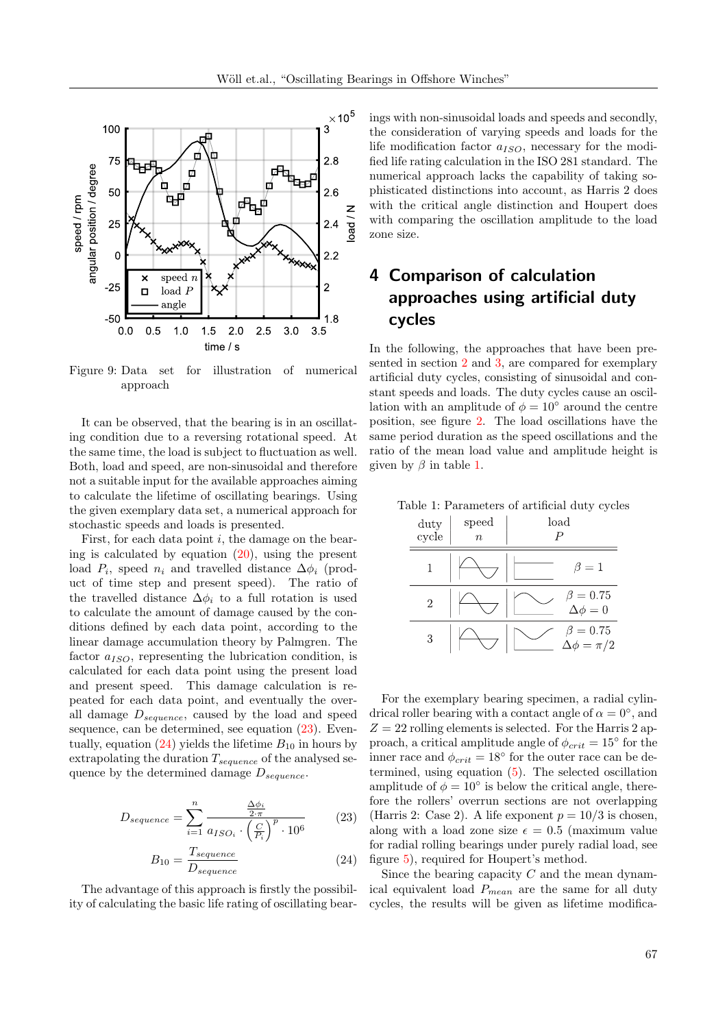Figure 9: Data set for illustration of numerical approach

It can be observed, that the bearing is in an oscillating condition due to a reversing rotational speed. At the same time, the load is subject to fluctuation as well. Both, load and speed, are non-sinusoidal and therefore not a suitable input for the available approaches aiming to calculate the lifetime of oscillating bearings. Using the given exemplary data set, a numerical approach for stochastic speeds and loads is presented.

First, for each data point $i$, the damage on the bearing is calculated by equation (20), using the present load $P_i$, speed $n_i$ and travelled distance $\Delta\phi_i$ (product of time step and present speed). The ratio of the travelled distance $\Delta\phi_i$ to a full rotation is used to calculate the amount of damage caused by the conditions defined by each data point, according to the linear damage accumulation theory by Palmgren. The factor $a_{ISO}$, representing the lubrication condition, is calculated for each data point using the present load and present speed. This damage calculation is repeated for each data point, and eventually the overall damage $D_{sequence}$, caused by the load and speed sequence, can be determined, see equation (23). Eventually, equation (24) yields the lifetime $B_{10}$ in hours by extrapolating the duration $T_{sequence}$ of the analysed sequence by the determined damage $D_{sequence}$.

$$D_{sequence} = \sum_{i=1}^{n} \frac{\frac{\Delta\phi_i}{2\cdot\pi}}{a_{ISO_i} \cdot \left(\frac{C}{P_i}\right)^p \cdot 10^6} \tag{23}$$

$$B_{10} = \frac{T_{sequence}}{D_{sequence}} \tag{24}$$

The advantage of this approach is firstly the possibility of calculating the basic life rating of oscillating bearings with non-sinusoidal loads and speeds and secondly, the consideration of varying speeds and loads for the life modification factor $a_{ISO}$, necessary for the modified life rating calculation in the ISO 281 standard. The numerical approach lacks the capability of taking sophisticated distinctions into account, as Harris 2 does with the critical angle distinction and Houpert does with comparing the oscillation amplitude to the load zone size.

## 4 Comparison of calculation approaches using artificial duty cycles

In the following, the approaches that have been presented in section 2 and 3, are compared for exemplary artificial duty cycles, consisting of sinusoidal and constant speeds and loads. The duty cycles cause an oscillation with an amplitude of $\phi = 10°$ around the centre position, see figure 2. The load oscillations have the same period duration as the speed oscillations and the ratio of the mean load value and amplitude height is given by $\beta$ in table 1.

Table 1: Parameters of artificial duty cycles

| duty cycle | speed $n$ | load $P$ |
|---|---|---|
| 1 | sinusoidal | constant, $\beta = 1$ |
| 2 | sinusoidal | sinusoidal, $\beta = 0.75$, $\Delta\phi = 0$ |
| 3 | sinusoidal | sinusoidal, $\beta = 0.75$, $\Delta\phi = \pi/2$ |

For the exemplary bearing specimen, a radial cylindrical roller bearing with a contact angle of $\alpha = 0°$, and $Z = 22$ rolling elements is selected. For the Harris 2 approach, a critical amplitude angle of $\phi_{crit} = 15°$ for the inner race and $\phi_{crit} = 18°$ for the outer race can be determined, using equation (5). The selected oscillation amplitude of $\phi = 10°$ is below the critical angle, therefore the rollers' overrun sections are not overlapping (Harris 2: Case 2). A life exponent $p = 10/3$ is chosen, along with a load zone size $\epsilon = 0.5$ (maximum value for radial rolling bearings under purely radial load, see figure 5), required for Houpert's method.

Since the bearing capacity $C$ and the mean dynamical equivalent load $P_{mean}$ are the same for all duty cycles, the results will be given as lifetime modifica-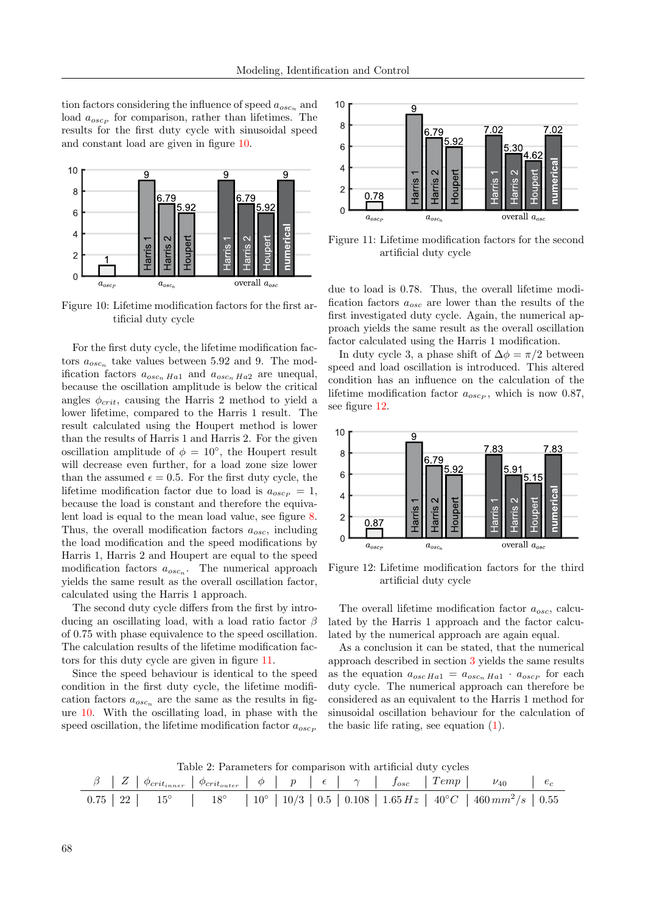tion factors considering the influence of speed $a_{osc_n}$ and load $a_{osc_P}$ for comparison, rather than lifetimes. The results for the first duty cycle with sinusoidal speed and constant load are given in figure 10.

Figure 10: Lifetime modification factors for the first artificial duty cycle

For the first duty cycle, the lifetime modification factors $a_{osc_n}$ take values between 5.92 and 9. The modification factors $a_{osc_n\,Ha1}$ and $a_{osc_n\,Ha2}$ are unequal, because the oscillation amplitude is below the critical angles $\phi_{crit}$, causing the Harris 2 method to yield a lower lifetime, compared to the Harris 1 result. The result calculated using the Houpert method is lower than the results of Harris 1 and Harris 2. For the given oscillation amplitude of $\phi = 10°$, the Houpert result will decrease even further, for a load zone size lower than the assumed $\epsilon = 0.5$. For the first duty cycle, the lifetime modification factor due to load is $a_{osc_P} = 1$, because the load is constant and therefore the equivalent load is equal to the mean load value, see figure 8. Thus, the overall modification factors $a_{osc}$, including the load modification and the speed modifications by Harris 1, Harris 2 and Houpert are equal to the speed modification factors $a_{osc_n}$. The numerical approach yields the same result as the overall oscillation factor, calculated using the Harris 1 approach.

The second duty cycle differs from the first by introducing an oscillating load, with a load ratio factor $\beta$ of 0.75 with phase equivalence to the speed oscillation. The calculation results of the lifetime modification factors for this duty cycle are given in figure 11.

Since the speed behaviour is identical to the speed condition in the first duty cycle, the lifetime modification factors $a_{osc_n}$ are the same as the results in figure 10. With the oscillating load, in phase with the speed oscillation, the lifetime modification factor $a_{osc_P}$ due to load is 0.78. Thus, the overall lifetime modification factors $a_{osc}$ are lower than the results of the first investigated duty cycle. Again, the numerical approach yields the same result as the overall lifetime factor calculated using the Harris 1 modification.

Figure 11: Lifetime modification factors for the second artificial duty cycle

In duty cycle 3, a phase shift of $\Delta\phi = \pi/2$ between speed and load oscillation is introduced. This altered condition has an influence on the calculation of the lifetime modification factor $a_{osc_P}$, which is now 0.87, see figure 12.

Figure 12: Lifetime modification factors for the third artificial duty cycle

The overall lifetime modification factor $a_{osc}$, calculated by the Harris 1 approach and the factor calculated by the numerical approach are again equal.

As a conclusion it can be stated, that the numerical approach described in section 3 yields the same results as the equation $a_{osc\,Ha1} = a_{osc_n\,Ha1} \cdot a_{osc_P}$ for each duty cycle. The numerical approach can therefore be considered as an equivalent to the Harris 1 method for sinusoidal oscillation behaviour for the calculation of the basic life rating, see equation (1).

Table 2: Parameters for comparison with artificial duty cycles

| $\beta$ | $Z$ | $\phi_{crit_{inner}}$ | $\phi_{crit_{outer}}$ | $\phi$ | $p$ | $\epsilon$ | $\gamma$ | $f_{osc}$ | $Temp$ | $\nu_{40}$ | $e_c$ |
|---|---|---|---|---|---|---|---|---|---|---|---|
| 0.75 | 22 | 15° | 18° | 10° | 10/3 | 0.5 | 0.108 | $1.65\,Hz$ | $40°C$ | $460\,mm^2/s$ | 0.55 |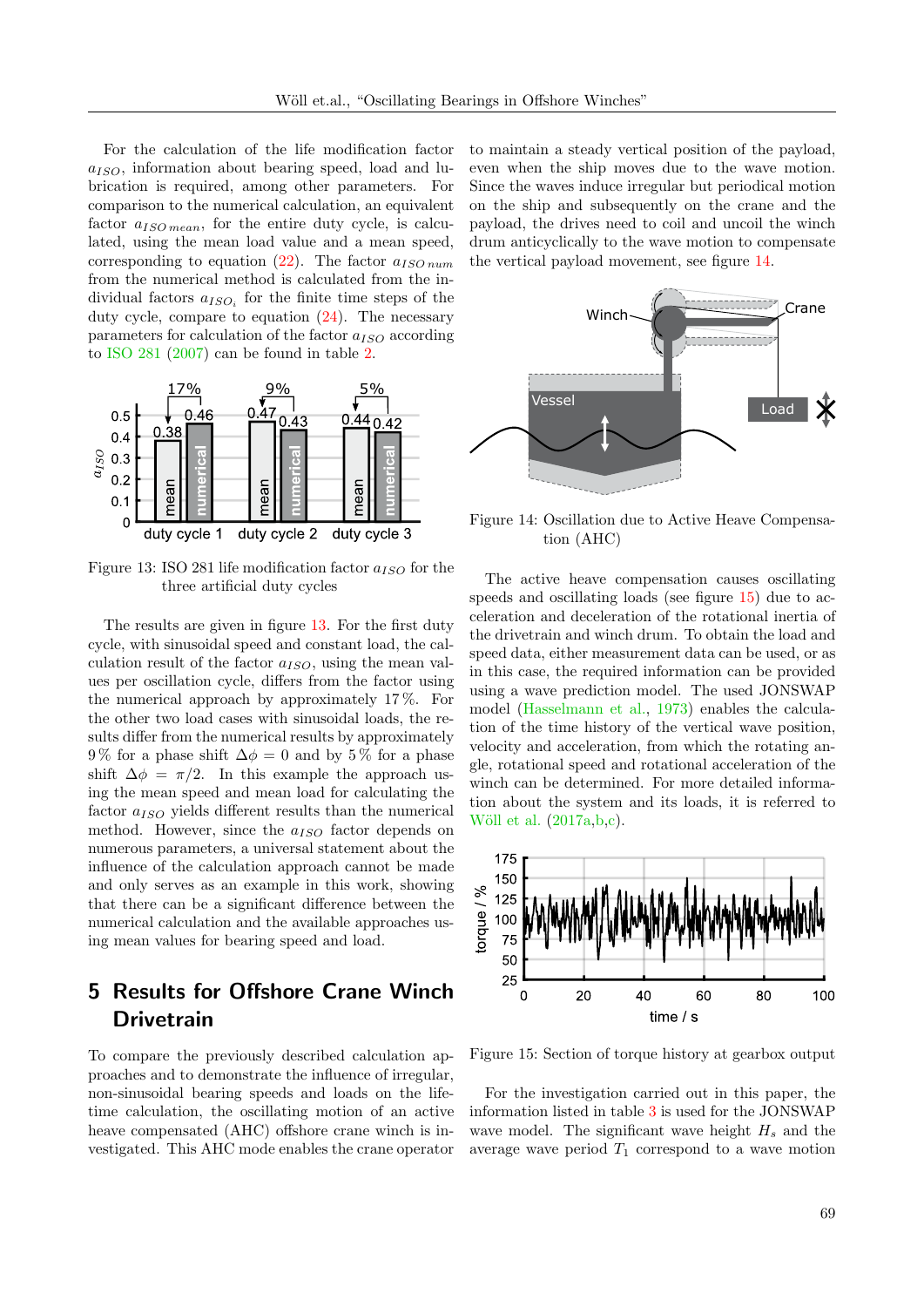For the calculation of the life modification factor $a_{ISO}$, information about bearing speed, load and lubrication is required, among other parameters. For comparison to the numerical calculation, an equivalent factor $a_{ISO\,mean}$, for the entire duty cycle, is calculated, using the mean load value and a mean speed, corresponding to equation (22). The factor $a_{ISO\,num}$ from the numerical method is calculated from the individual factors $a_{ISO_i}$ for the finite time steps of the duty cycle, compare to equation (24). The necessary parameters for calculation of the factor $a_{ISO}$ according to ISO 281 (2007) can be found in table 2.

Figure 13: ISO 281 life modification factor $a_{ISO}$ for the three artificial duty cycles

The results are given in figure 13. For the first duty cycle, with sinusoidal speed and constant load, the calculation result of the factor $a_{ISO}$, using the mean values per oscillation cycle, differs from the factor using the numerical approach by approximately 17 %. For the other two load cases with sinusoidal loads, the results differ from the numerical results by approximately 9 % for a phase shift $\Delta\phi = 0$ and by 5 % for a phase shift $\Delta\phi = \pi/2$. In this example the approach using the mean speed and mean load for calculating the factor $a_{ISO}$ yields different results than the numerical method. However, since the $a_{ISO}$ factor depends on numerous parameters, a universal statement about the influence of the calculation approach cannot be made and only serves as an example in this work, showing that there can be a significant difference between the numerical calculation and the available approaches using mean values for bearing speed and load.

# 5 Results for Offshore Crane Winch Drivetrain

To compare the previously described calculation approaches and to demonstrate the influence of irregular, non-sinusoidal bearing speeds and loads on the lifetime calculation, the oscillating motion of an active heave compensated (AHC) offshore crane winch is investigated. This AHC mode enables the crane operator to maintain a steady vertical position of the payload, even when the ship moves due to the wave motion. Since the waves induce irregular but periodical motion on the ship and subsequently on the crane and the payload, the drives need to coil and uncoil the winch drum anticyclically to the wave motion to compensate the vertical payload movement, see figure 14.

Figure 14: Oscillation due to Active Heave Compensation (AHC)

The active heave compensation causes oscillating speeds and oscillating loads (see figure 15) due to acceleration and deceleration of the rotational inertia of the drivetrain and winch drum. To obtain the load and speed data, either measurement data can be used, or as in this case, the required information can be provided using a wave prediction model. The used JONSWAP model (Hasselmann et al., 1973) enables the calculation of the time history of the vertical wave position, velocity and acceleration, from which the rotating angle, rotational speed and rotational acceleration of the winch can be determined. For more detailed information about the system and its loads, it is referred to Wöll et al. (2017a,b,c).

Figure 15: Section of torque history at gearbox output

For the investigation carried out in this paper, the information listed in table 3 is used for the JONSWAP wave model. The significant wave height $H_s$ and the average wave period $T_1$ correspond to a wave motion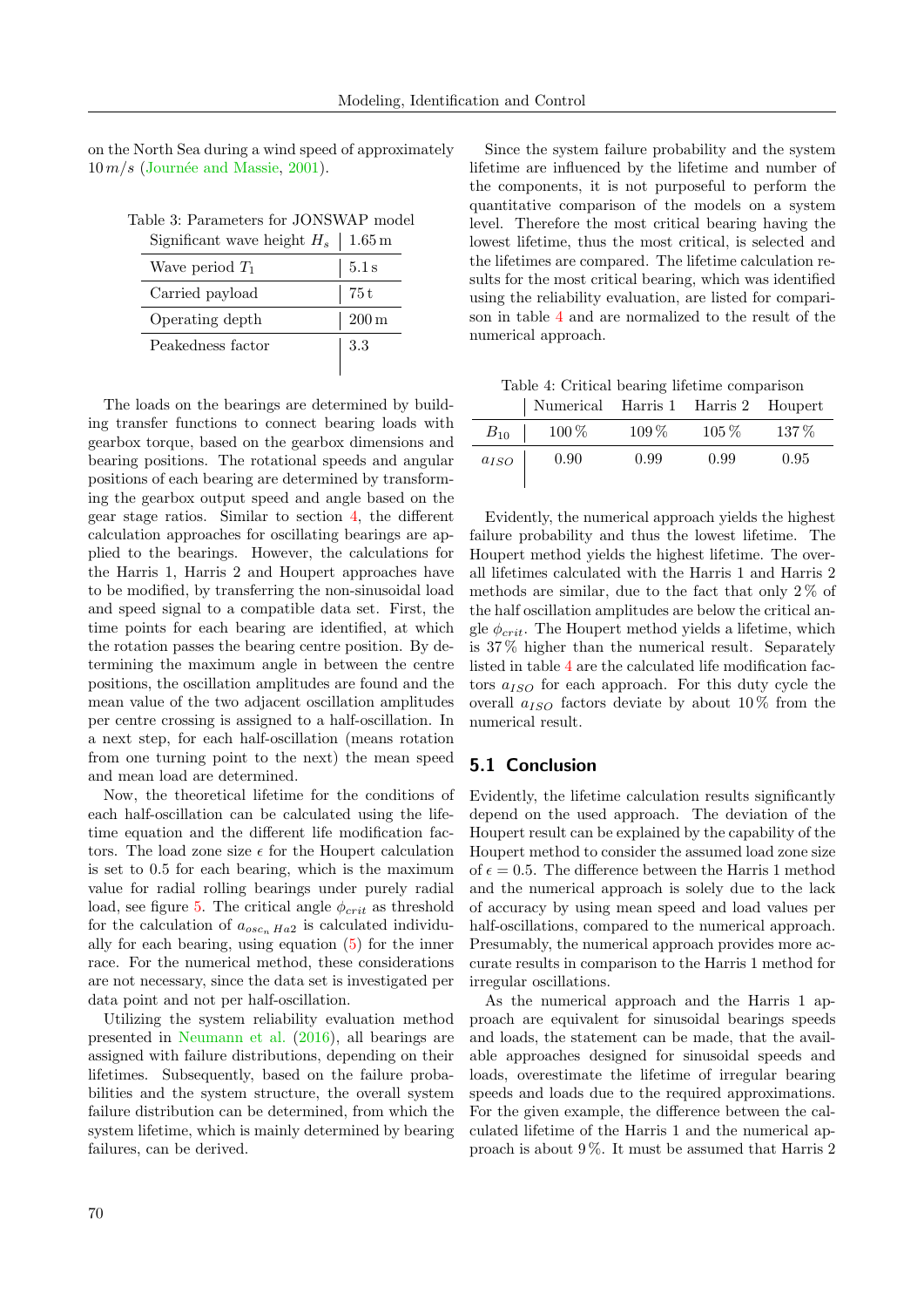on the North Sea during a wind speed of approximately $10\,m/s$ (Journée and Massie, 2001).

Table 3: Parameters for JONSWAP model

| Significant wave height $H_s$ | $1.65\,\text{m}$ |
|---|---|
| Wave period $T_1$ | $5.1\,\text{s}$ |
| Carried payload | $75\,\text{t}$ |
| Operating depth | $200\,\text{m}$ |
| Peakedness factor | 3.3 |

The loads on the bearings are determined by building transfer functions to connect bearing loads with gearbox torque, based on the gearbox dimensions and bearing positions. The rotational speeds and angular positions of each bearing are determined by transforming the gearbox output speed and angle based on the gear stage ratios. Similar to section 4, the different calculation approaches for oscillating bearings are applied to the bearings. However, the calculations for the Harris 1, Harris 2 and Houpert approaches have to be modified, by transferring the non-sinusoidal load and speed signal to a compatible data set. First, the time points for each bearing are identified, at which the rotation passes the bearing centre position. By determining the maximum angle in between the centre positions, the oscillation amplitudes are found and the mean value of the two adjacent oscillation amplitudes per centre crossing is assigned to a half-oscillation. In a next step, for each half-oscillation (means rotation from one turning point to the next) the mean speed and mean load are determined.

Now, the theoretical lifetime for the conditions of each half-oscillation can be calculated using the lifetime equation and the different life modification factors. The load zone size $\epsilon$ for the Houpert calculation is set to 0.5 for each bearing, which is the maximum value for radial rolling bearings under purely radial load, see figure 5. The critical angle $\phi_{crit}$ as threshold for the calculation of $a_{osc_n\,Ha2}$ is calculated individually for each bearing, using equation (5) for the inner race. For the numerical method, these considerations are not necessary, since the data set is investigated per data point and not per half-oscillation.

Utilizing the system reliability evaluation method presented in Neumann et al. (2016), all bearings are assigned with failure distributions, depending on their lifetimes. Subsequently, based on the failure probabilities and the system structure, the overall system failure distribution can be determined, from which the system lifetime, which is mainly determined by bearing failures, can be derived.

Since the system failure probability and the system lifetime are influenced by the lifetime and number of the components, it is not purposeful to perform the quantitative comparison of the models on a system level. Therefore the most critical bearing having the lowest lifetime, thus the most critical, is selected and the lifetimes are compared. The lifetime calculation results for the most critical bearing, which was identified using the reliability evaluation, are listed for comparison in table 4 and are normalized to the result of the numerical approach.

Table 4: Critical bearing lifetime comparison

| | Numerical | Harris 1 | Harris 2 | Houpert |
|---|---|---|---|---|
| $B_{10}$ | 100 % | 109 % | 105 % | 137 % |
| $a_{ISO}$ | 0.90 | 0.99 | 0.99 | 0.95 |

Evidently, the numerical approach yields the highest failure probability and thus the lowest lifetime. The Houpert method yields the highest lifetime. The overall lifetimes calculated with the Harris 1 and Harris 2 methods are similar, due to the fact that only 2 % of the half oscillation amplitudes are below the critical angle $\phi_{crit}$. The Houpert method yields a lifetime, which is 37 % higher than the numerical result. Separately listed in table 4 are the calculated life modification factors $a_{ISO}$ for each approach. For this duty cycle the overall $a_{ISO}$ factors deviate by about 10 % from the numerical result.

## 5.1 Conclusion

Evidently, the lifetime calculation results significantly depend on the used approach. The deviation of the Houpert result can be explained by the capability of the Houpert method to consider the assumed load zone size of $\epsilon = 0.5$. The difference between the Harris 1 method and the numerical approach is solely due to the lack of accuracy by using mean speed and load values per half-oscillations, compared to the numerical approach. Presumably, the numerical approach provides more accurate results in comparison to the Harris 1 method for irregular oscillations.

As the numerical approach and the Harris 1 approach are equivalent for sinusoidal bearings speeds and loads, the statement can be made, that the available approaches designed for sinusoidal speeds and loads, overestimate the lifetime of irregular bearing speeds and loads due to the required approximations. For the given example, the difference between the calculated lifetime of the Harris 1 and the numerical approach is about 9 %. It must be assumed that Harris 2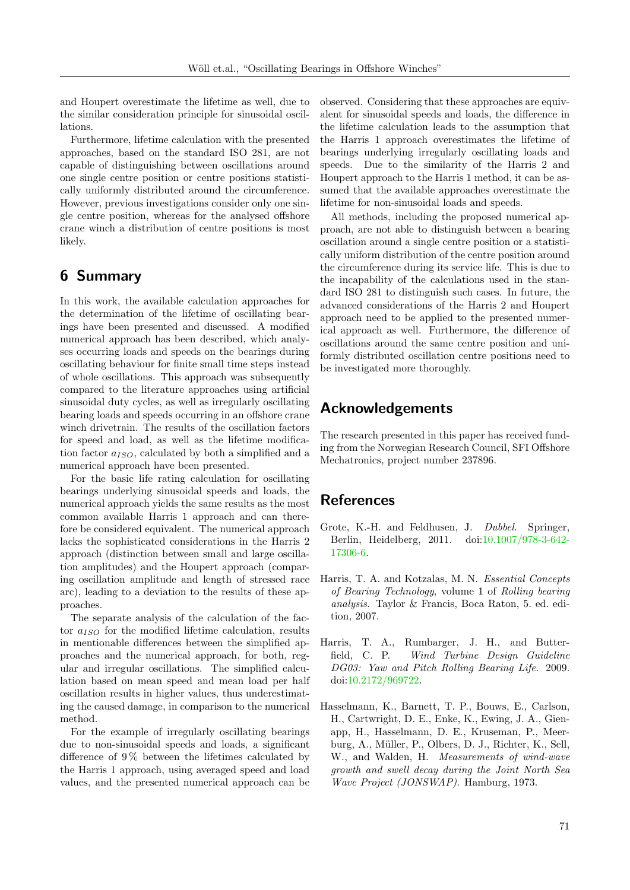and Houpert overestimate the lifetime as well, due to the similar consideration principle for sinusoidal oscillations.

Furthermore, lifetime calculation with the presented approaches, based on the standard ISO 281, are not capable of distinguishing between oscillations around one single centre position or centre positions statistically uniformly distributed around the circumference. However, previous investigations consider only one single centre position, whereas for the analysed offshore crane winch a distribution of centre positions is most likely.

## 6 Summary

In this work, the available calculation approaches for the determination of the lifetime of oscillating bearings have been presented and discussed. A modified numerical approach has been described, which analyses occurring loads and speeds on the bearings during oscillating behaviour for finite small time steps instead of whole oscillations. This approach was subsequently compared to the literature approaches using artificial sinusoidal duty cycles, as well as irregularly oscillating bearing loads and speeds occurring in an offshore crane winch drivetrain. The results of the oscillation factors for speed and load, as well as the lifetime modification factor $a_{ISO}$, calculated by both a simplified and a numerical approach have been presented.

For the basic life rating calculation for oscillating bearings underlying sinusoidal speeds and loads, the numerical approach yields the same results as the most common available Harris 1 approach and can therefore be considered equivalent. The numerical approach lacks the sophisticated considerations in the Harris 2 approach (distinction between small and large oscillation amplitudes) and the Houpert approach (comparing oscillation amplitude and length of stressed race arc), leading to a deviation to the results of these approaches.

The separate analysis of the calculation of the factor $a_{ISO}$ for the modified lifetime calculation, results in mentionable differences between the simplified approaches and the numerical approach, for both, regular and irregular oscillations. The simplified calculation based on mean speed and mean load per half oscillation results in higher values, thus underestimating the caused damage, in comparison to the numerical method.

For the example of irregularly oscillating bearings due to non-sinusoidal speeds and loads, a significant difference of 9 % between the lifetimes calculated by the Harris 1 approach, using averaged speed and load values, and the presented numerical approach can be observed. Considering that these approaches are equivalent for sinusoidal speeds and loads, the difference in the lifetime calculation leads to the assumption that the Harris 1 approach overestimates the lifetime of bearings underlying irregularly oscillating loads and speeds. Due to the similarity of the Harris 2 and Houpert approach to the Harris 1 method, it can be assumed that the available approaches overestimate the lifetime for non-sinusoidal loads and speeds.

All methods, including the proposed numerical approach, are not able to distinguish between a bearing oscillation around a single centre position or a statistically uniform distribution of the centre position around the circumference during its service life. This is due to the incapability of the calculations used in the standard ISO 281 to distinguish such cases. In future, the advanced considerations of the Harris 2 and Houpert approach need to be applied to the presented numerical approach as well. Furthermore, the difference of oscillations around the same centre position and uniformly distributed oscillation centre positions need to be investigated more thoroughly.

## Acknowledgements

The research presented in this paper has received funding from the Norwegian Research Council, SFI Offshore Mechatronics, project number 237896.

## References

Grote, K.-H. and Feldhusen, J. *Dubbel*. Springer, Berlin, Heidelberg, 2011. doi:10.1007/978-3-642-17306-6.

Harris, T. A. and Kotzalas, M. N. *Essential Concepts of Bearing Technology*, volume 1 of *Rolling bearing analysis*. Taylor & Francis, Boca Raton, 5. ed. edition, 2007.

Harris, T. A., Rumbarger, J. H., and Butterfield, C. P. *Wind Turbine Design Guideline DG03: Yaw and Pitch Rolling Bearing Life*. 2009. doi:10.2172/969722.

Hasselmann, K., Barnett, T. P., Bouws, E., Carlson, H., Cartwright, D. E., Enke, K., Ewing, J. A., Gienapp, H., Hasselmann, D. E., Kruseman, P., Meerburg, A., Müller, P., Olbers, D. J., Richter, K., Sell, W., and Walden, H. *Measurements of wind-wave growth and swell decay during the Joint North Sea Wave Project (JONSWAP)*. Hamburg, 1973.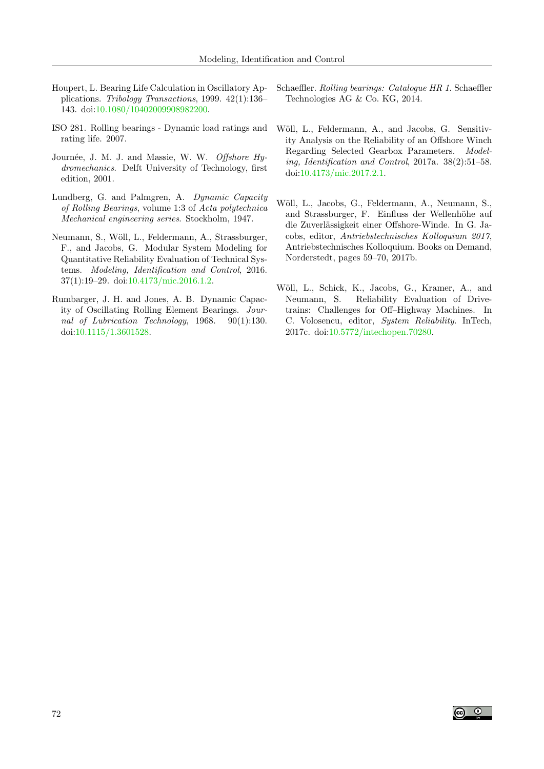Houpert, L. Bearing Life Calculation in Oscillatory Applications. *Tribology Transactions*, 1999. 42(1):136–143. doi:10.1080/10402009908982200.

ISO 281. Rolling bearings - Dynamic load ratings and rating life. 2007.

Journée, J. M. J. and Massie, W. W. *Offshore Hydromechanics*. Delft University of Technology, first edition, 2001.

Lundberg, G. and Palmgren, A. *Dynamic Capacity of Rolling Bearings*, volume 1:3 of *Acta polytechnica Mechanical engineering series*. Stockholm, 1947.

Neumann, S., Wöll, L., Feldermann, A., Strassburger, F., and Jacobs, G. Modular System Modeling for Quantitative Reliability Evaluation of Technical Systems. *Modeling, Identification and Control*, 2016. 37(1):19–29. doi:10.4173/mic.2016.1.2.

Rumbarger, J. H. and Jones, A. B. Dynamic Capacity of Oscillating Rolling Element Bearings. *Journal of Lubrication Technology*, 1968. 90(1):130. doi:10.1115/1.3601528.

Schaeffler. *Rolling bearings: Catalogue HR 1*. Schaeffler Technologies AG & Co. KG, 2014.

Wöll, L., Feldermann, A., and Jacobs, G. Sensitivity Analysis on the Reliability of an Offshore Winch Regarding Selected Gearbox Parameters. *Modeling, Identification and Control*, 2017a. 38(2):51–58. doi:10.4173/mic.2017.2.1.

Wöll, L., Jacobs, G., Feldermann, A., Neumann, S., and Strassburger, F. Einfluss der Wellenhöhe auf die Zuverlässigkeit einer Offshore-Winde. In G. Jacobs, editor, *Antriebstechnisches Kolloquium 2017*, Antriebstechnisches Kolloquium. Books on Demand, Norderstedt, pages 59–70, 2017b.

Wöll, L., Schick, K., Jacobs, G., Kramer, A., and Neumann, S. Reliability Evaluation of Drivetrains: Challenges for Off–Highway Machines. In C. Volosencu, editor, *System Reliability*. InTech, 2017c. doi:10.5772/intechopen.70280.